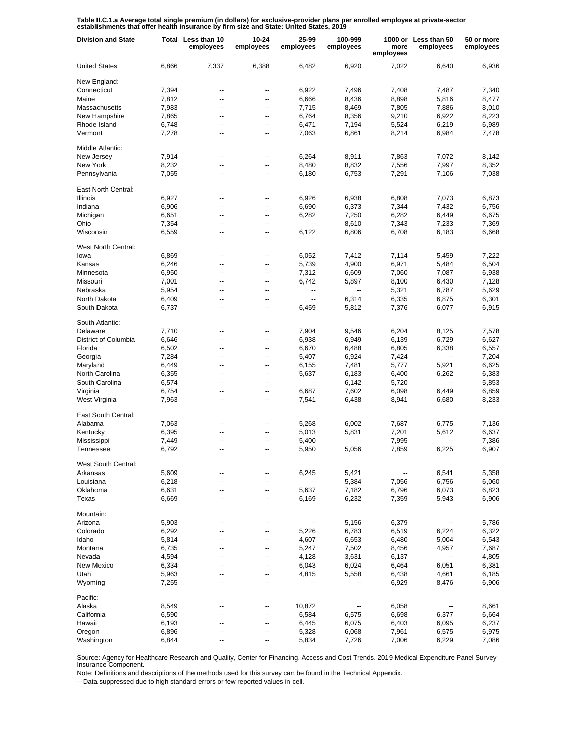**Table II.C.1.a Average total single premium (in dollars) for exclusive-provider plans per enrolled employee at private-sector establishments that offer health insurance by firm size and State: United States, 2019**

| Division and State | Total | Less than 10 employees | 10-24 employees | 25-99 employees | 100-999 employees | 1000 or more employees | Less than 50 employees | 50 or more employees |
|---|---|---|---|---|---|---|---|---|
| United States | 6,866 | 7,337 | 6,388 | 6,482 | 6,920 | 7,022 | 6,640 | 6,936 |
| New England: | | | | | | | | |
| Connecticut | 7,394 | -- | -- | 6,922 | 7,496 | 7,408 | 7,487 | 7,340 |
| Maine | 7,812 | -- | -- | 6,666 | 8,436 | 8,898 | 5,816 | 8,477 |
| Massachusetts | 7,983 | -- | -- | 7,715 | 8,469 | 7,805 | 7,886 | 8,010 |
| New Hampshire | 7,865 | -- | -- | 6,764 | 8,356 | 9,210 | 6,922 | 8,223 |
| Rhode Island | 6,748 | -- | -- | 6,471 | 7,194 | 5,524 | 6,219 | 6,989 |
| Vermont | 7,278 | -- | -- | 7,063 | 6,861 | 8,214 | 6,984 | 7,478 |
| Middle Atlantic: | | | | | | | | |
| New Jersey | 7,914 | -- | -- | 6,264 | 8,911 | 7,863 | 7,072 | 8,142 |
| New York | 8,232 | -- | -- | 8,480 | 8,832 | 7,556 | 7,997 | 8,352 |
| Pennsylvania | 7,055 | -- | -- | 6,180 | 6,753 | 7,291 | 7,106 | 7,038 |
| East North Central: | | | | | | | | |
| Illinois | 6,927 | -- | -- | 6,926 | 6,938 | 6,808 | 7,073 | 6,873 |
| Indiana | 6,906 | -- | -- | 6,690 | 6,373 | 7,344 | 7,432 | 6,756 |
| Michigan | 6,651 | -- | -- | 6,282 | 7,250 | 6,282 | 6,449 | 6,675 |
| Ohio | 7,354 | -- | -- | -- | 8,610 | 7,343 | 7,233 | 7,369 |
| Wisconsin | 6,559 | -- | -- | 6,122 | 6,806 | 6,708 | 6,183 | 6,668 |
| West North Central: | | | | | | | | |
| Iowa | 6,869 | -- | -- | 6,052 | 7,412 | 7,114 | 5,459 | 7,222 |
| Kansas | 6,246 | -- | -- | 5,739 | 4,900 | 6,971 | 5,484 | 6,504 |
| Minnesota | 6,950 | -- | -- | 7,312 | 6,609 | 7,060 | 7,087 | 6,938 |
| Missouri | 7,001 | -- | -- | 6,742 | 5,897 | 8,100 | 6,430 | 7,128 |
| Nebraska | 5,954 | -- | -- | -- | -- | 5,321 | 6,787 | 5,629 |
| North Dakota | 6,409 | -- | -- | -- | 6,314 | 6,335 | 6,875 | 6,301 |
| South Dakota | 6,737 | -- | -- | 6,459 | 5,812 | 7,376 | 6,077 | 6,915 |
| South Atlantic: | | | | | | | | |
| Delaware | 7,710 | -- | -- | 7,904 | 9,546 | 6,204 | 8,125 | 7,578 |
| District of Columbia | 6,646 | -- | -- | 6,938 | 6,949 | 6,139 | 6,729 | 6,627 |
| Florida | 6,502 | -- | -- | 6,670 | 6,488 | 6,805 | 6,338 | 6,557 |
| Georgia | 7,284 | -- | -- | 5,407 | 6,924 | 7,424 | -- | 7,204 |
| Maryland | 6,449 | -- | -- | 6,155 | 7,481 | 5,777 | 5,921 | 6,625 |
| North Carolina | 6,355 | -- | -- | 5,637 | 6,183 | 6,400 | 6,262 | 6,383 |
| South Carolina | 6,574 | -- | -- | -- | 6,142 | 5,720 | -- | 5,853 |
| Virginia | 6,754 | -- | -- | 6,687 | 7,602 | 6,098 | 6,449 | 6,859 |
| West Virginia | 7,963 | -- | -- | 7,541 | 6,438 | 8,941 | 6,680 | 8,233 |
| East South Central: | | | | | | | | |
| Alabama | 7,063 | -- | -- | 5,268 | 6,002 | 7,687 | 6,775 | 7,136 |
| Kentucky | 6,395 | -- | -- | 5,013 | 5,831 | 7,201 | 5,612 | 6,637 |
| Mississippi | 7,449 | -- | -- | 5,400 | -- | 7,995 | -- | 7,386 |
| Tennessee | 6,792 | -- | -- | 5,950 | 5,056 | 7,859 | 6,225 | 6,907 |
| West South Central: | | | | | | | | |
| Arkansas | 5,609 | -- | -- | 6,245 | 5,421 | -- | 6,541 | 5,358 |
| Louisiana | 6,218 | -- | -- | -- | 5,384 | 7,056 | 6,756 | 6,060 |
| Oklahoma | 6,631 | -- | -- | 5,637 | 7,182 | 6,796 | 6,073 | 6,823 |
| Texas | 6,669 | -- | -- | 6,169 | 6,232 | 7,359 | 5,943 | 6,906 |
| Mountain: | | | | | | | | |
| Arizona | 5,903 | -- | -- | -- | 5,156 | 6,379 | -- | 5,786 |
| Colorado | 6,292 | -- | -- | 5,226 | 6,783 | 6,519 | 6,224 | 6,322 |
| Idaho | 5,814 | -- | -- | 4,607 | 6,653 | 6,480 | 5,004 | 6,543 |
| Montana | 6,735 | -- | -- | 5,247 | 7,502 | 8,456 | 4,957 | 7,687 |
| Nevada | 4,594 | -- | -- | 4,128 | 3,631 | 6,137 | -- | 4,805 |
| New Mexico | 6,334 | -- | -- | 6,043 | 6,024 | 6,464 | 6,051 | 6,381 |
| Utah | 5,963 | -- | -- | 4,815 | 5,558 | 6,438 | 4,661 | 6,185 |
| Wyoming | 7,255 | -- | -- | -- | -- | 6,929 | 8,476 | 6,906 |
| Pacific: | | | | | | | | |
| Alaska | 8,549 | -- | -- | 10,872 | -- | 6,058 | -- | 8,661 |
| California | 6,590 | -- | -- | 6,584 | 6,575 | 6,698 | 6,377 | 6,664 |
| Hawaii | 6,193 | -- | -- | 6,445 | 6,075 | 6,403 | 6,095 | 6,237 |
| Oregon | 6,896 | -- | -- | 5,328 | 6,068 | 7,961 | 6,575 | 6,975 |
| Washington | 6,844 | -- | -- | 5,834 | 7,726 | 7,006 | 6,229 | 7,086 |

Source: Agency for Healthcare Research and Quality, Center for Financing, Access and Cost Trends. 2019 Medical Expenditure Panel Survey-Insurance Component.

Note: Definitions and descriptions of the methods used for this survey can be found in the Technical Appendix.

-- Data suppressed due to high standard errors or few reported values in cell.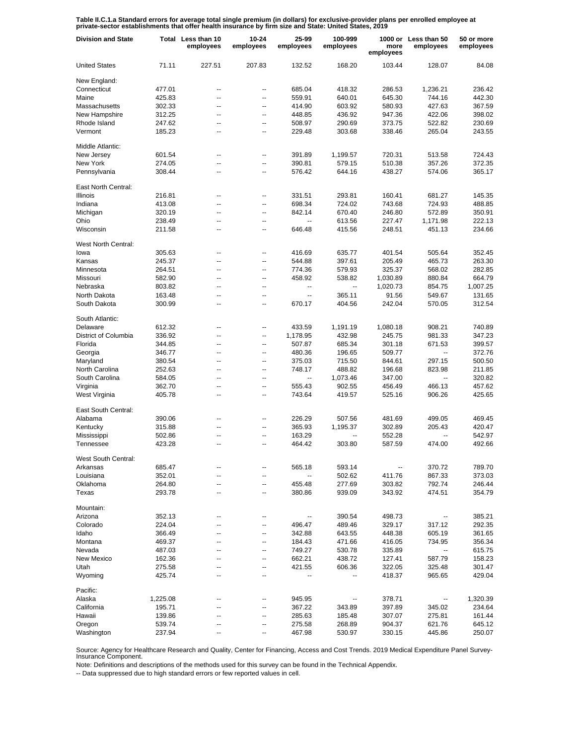**Table II.C.1.a Standard errors for average total single premium (in dollars) for exclusive-provider plans per enrolled employee at private-sector establishments that offer health insurance by firm size and State: United States, 2019**

| Division and State | Total | Less than 10 employees | 10-24 employees | 25-99 employees | 100-999 employees | 1000 or more employees | Less than 50 employees | 50 or more employees |
|---|---|---|---|---|---|---|---|---|
| United States | 71.11 | 227.51 | 207.83 | 132.52 | 168.20 | 103.44 | 128.07 | 84.08 |
| New England: | | | | | | | | |
| Connecticut | 477.01 | -- | -- | 685.04 | 418.32 | 286.53 | 1,236.21 | 236.42 |
| Maine | 425.83 | -- | -- | 559.91 | 640.01 | 645.30 | 744.16 | 442.30 |
| Massachusetts | 302.33 | -- | -- | 414.90 | 603.92 | 580.93 | 427.63 | 367.59 |
| New Hampshire | 312.25 | -- | -- | 448.85 | 436.92 | 947.36 | 422.06 | 398.02 |
| Rhode Island | 247.62 | -- | -- | 508.97 | 290.69 | 373.75 | 522.82 | 230.69 |
| Vermont | 185.23 | -- | -- | 229.48 | 303.68 | 338.46 | 265.04 | 243.55 |
| Middle Atlantic: | | | | | | | | |
| New Jersey | 601.54 | -- | -- | 391.89 | 1,199.57 | 720.31 | 513.58 | 724.43 |
| New York | 274.05 | -- | -- | 390.81 | 579.15 | 510.38 | 357.26 | 372.35 |
| Pennsylvania | 308.44 | -- | -- | 576.42 | 644.16 | 438.27 | 574.06 | 365.17 |
| East North Central: | | | | | | | | |
| Illinois | 216.81 | -- | -- | 331.51 | 293.81 | 160.41 | 681.27 | 145.35 |
| Indiana | 413.08 | -- | -- | 698.34 | 724.02 | 743.68 | 724.93 | 488.85 |
| Michigan | 320.19 | -- | -- | 842.14 | 670.40 | 246.80 | 572.89 | 350.91 |
| Ohio | 238.49 | -- | -- | -- | 613.56 | 227.47 | 1,171.98 | 222.13 |
| Wisconsin | 211.58 | -- | -- | 646.48 | 415.56 | 248.51 | 451.13 | 234.66 |
| West North Central: | | | | | | | | |
| Iowa | 305.63 | -- | -- | 416.69 | 635.77 | 401.54 | 505.64 | 352.45 |
| Kansas | 245.37 | -- | -- | 544.88 | 397.61 | 205.49 | 465.73 | 263.30 |
| Minnesota | 264.51 | -- | -- | 774.36 | 579.93 | 325.37 | 568.02 | 282.85 |
| Missouri | 582.90 | -- | -- | 458.92 | 538.82 | 1,030.89 | 880.84 | 664.79 |
| Nebraska | 803.82 | -- | -- | -- | -- | 1,020.73 | 854.75 | 1,007.25 |
| North Dakota | 163.48 | -- | -- | -- | 365.11 | 91.56 | 549.67 | 131.65 |
| South Dakota | 300.99 | -- | -- | 670.17 | 404.56 | 242.04 | 570.05 | 312.54 |
| South Atlantic: | | | | | | | | |
| Delaware | 612.32 | -- | -- | 433.59 | 1,191.19 | 1,080.18 | 908.21 | 740.89 |
| District of Columbia | 336.92 | -- | -- | 1,178.95 | 432.98 | 245.75 | 981.33 | 347.23 |
| Florida | 344.85 | -- | -- | 507.87 | 685.34 | 301.18 | 671.53 | 399.57 |
| Georgia | 346.77 | -- | -- | 480.36 | 196.65 | 509.77 | -- | 372.76 |
| Maryland | 380.54 | -- | -- | 375.03 | 715.50 | 844.61 | 297.15 | 500.50 |
| North Carolina | 252.63 | -- | -- | 748.17 | 488.82 | 196.68 | 823.98 | 211.85 |
| South Carolina | 584.05 | -- | -- | -- | 1,073.46 | 347.00 | -- | 320.82 |
| Virginia | 362.70 | -- | -- | 555.43 | 902.55 | 456.49 | 466.13 | 457.62 |
| West Virginia | 405.78 | -- | -- | 743.64 | 419.57 | 525.16 | 906.26 | 425.65 |
| East South Central: | | | | | | | | |
| Alabama | 390.06 | -- | -- | 226.29 | 507.56 | 481.69 | 499.05 | 469.45 |
| Kentucky | 315.88 | -- | -- | 365.93 | 1,195.37 | 302.89 | 205.43 | 420.47 |
| Mississippi | 502.86 | -- | -- | 163.29 | -- | 552.28 | -- | 542.97 |
| Tennessee | 423.28 | -- | -- | 464.42 | 303.80 | 587.59 | 474.00 | 492.66 |
| West South Central: | | | | | | | | |
| Arkansas | 685.47 | -- | -- | 565.18 | 593.14 | -- | 370.72 | 789.70 |
| Louisiana | 352.01 | -- | -- | -- | 502.62 | 411.76 | 867.33 | 373.03 |
| Oklahoma | 264.80 | -- | -- | 455.48 | 277.69 | 303.82 | 792.74 | 246.44 |
| Texas | 293.78 | -- | -- | 380.86 | 939.09 | 343.92 | 474.51 | 354.79 |
| Mountain: | | | | | | | | |
| Arizona | 352.13 | -- | -- | -- | 390.54 | 498.73 | -- | 385.21 |
| Colorado | 224.04 | -- | -- | 496.47 | 489.46 | 329.17 | 317.12 | 292.35 |
| Idaho | 366.49 | -- | -- | 342.88 | 643.55 | 448.38 | 605.19 | 361.65 |
| Montana | 469.37 | -- | -- | 184.43 | 471.66 | 416.05 | 734.95 | 356.34 |
| Nevada | 487.03 | -- | -- | 749.27 | 530.78 | 335.89 | -- | 615.75 |
| New Mexico | 162.36 | -- | -- | 662.21 | 438.72 | 127.41 | 587.79 | 158.23 |
| Utah | 275.58 | -- | -- | 421.55 | 606.36 | 322.05 | 325.48 | 301.47 |
| Wyoming | 425.74 | -- | -- | -- | -- | 418.37 | 965.65 | 429.04 |
| Pacific: | | | | | | | | |
| Alaska | 1,225.08 | -- | -- | 945.95 | -- | 378.71 | -- | 1,320.39 |
| California | 195.71 | -- | -- | 367.22 | 343.89 | 397.89 | 345.02 | 234.64 |
| Hawaii | 139.86 | -- | -- | 285.63 | 185.48 | 307.07 | 275.81 | 161.44 |
| Oregon | 539.74 | -- | -- | 275.58 | 268.89 | 904.37 | 621.76 | 645.12 |
| Washington | 237.94 | -- | -- | 467.98 | 530.97 | 330.15 | 445.86 | 250.07 |

Source: Agency for Healthcare Research and Quality, Center for Financing, Access and Cost Trends. 2019 Medical Expenditure Panel Survey-Insurance Component.

Note: Definitions and descriptions of the methods used for this survey can be found in the Technical Appendix.

-- Data suppressed due to high standard errors or few reported values in cell.